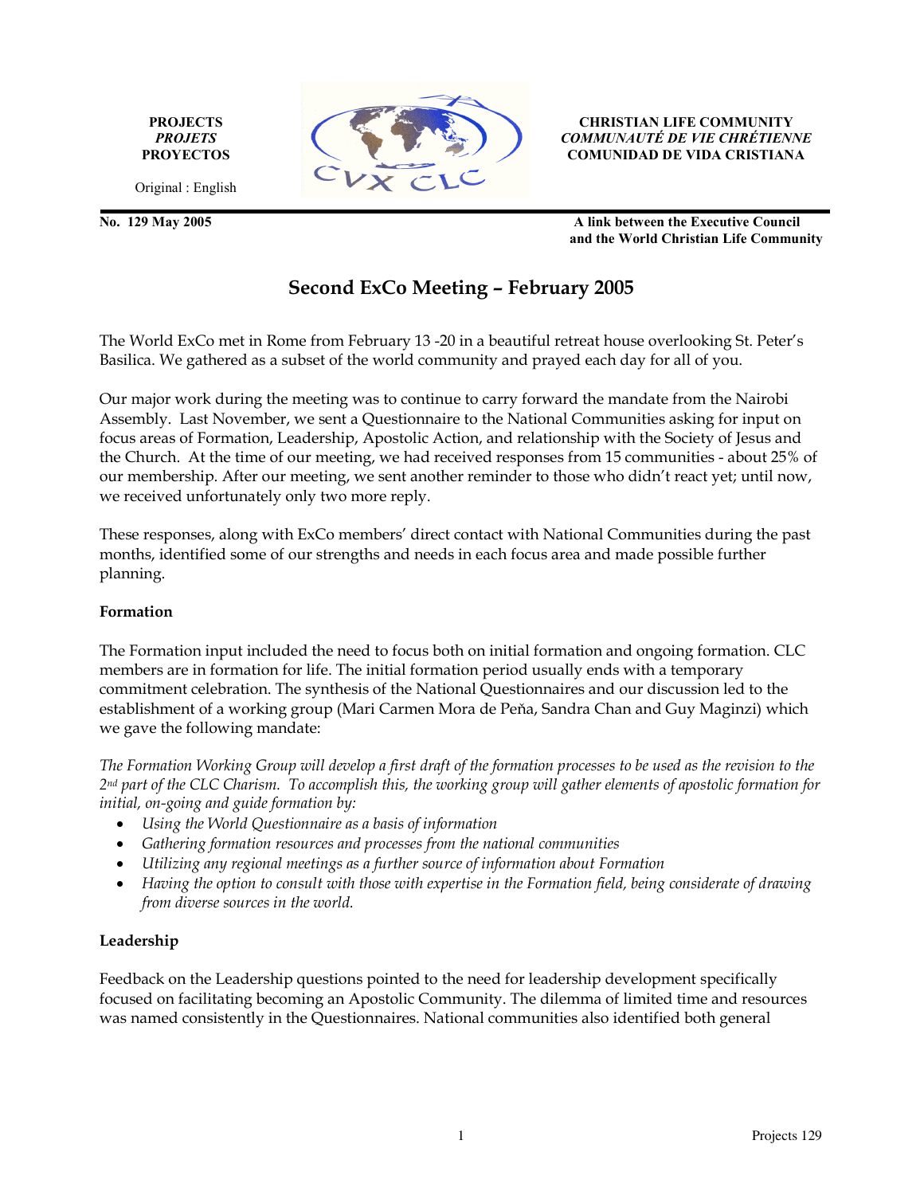**PROJECTS**
***PROJETS***
**PROYECTOS**

Original : English

**CHRISTIAN LIFE COMMUNITY**
***COMMUNAUTÉ DE VIE CHRÉTIENNE***
**COMUNIDAD DE VIDA CRISTIANA**

**No. 129 May 2005**

**A link between the Executive Council and the World Christian Life Community**

# Second ExCo Meeting – February 2005

The World ExCo met in Rome from February 13 -20 in a beautiful retreat house overlooking St. Peter's Basilica. We gathered as a subset of the world community and prayed each day for all of you.

Our major work during the meeting was to continue to carry forward the mandate from the Nairobi Assembly. Last November, we sent a Questionnaire to the National Communities asking for input on focus areas of Formation, Leadership, Apostolic Action, and relationship with the Society of Jesus and the Church. At the time of our meeting, we had received responses from 15 communities - about 25% of our membership. After our meeting, we sent another reminder to those who didn't react yet; until now, we received unfortunately only two more reply.

These responses, along with ExCo members' direct contact with National Communities during the past months, identified some of our strengths and needs in each focus area and made possible further planning.

### Formation

The Formation input included the need to focus both on initial formation and ongoing formation. CLC members are in formation for life. The initial formation period usually ends with a temporary commitment celebration. The synthesis of the National Questionnaires and our discussion led to the establishment of a working group (Mari Carmen Mora de Peňa, Sandra Chan and Guy Maginzi) which we gave the following mandate:

*The Formation Working Group will develop a first draft of the formation processes to be used as the revision to the 2nd part of the CLC Charism. To accomplish this, the working group will gather elements of apostolic formation for initial, on-going and guide formation by:*

- *Using the World Questionnaire as a basis of information*
- *Gathering formation resources and processes from the national communities*
- *Utilizing any regional meetings as a further source of information about Formation*
- *Having the option to consult with those with expertise in the Formation field, being considerate of drawing from diverse sources in the world.*

### Leadership

Feedback on the Leadership questions pointed to the need for leadership development specifically focused on facilitating becoming an Apostolic Community. The dilemma of limited time and resources was named consistently in the Questionnaires. National communities also identified both general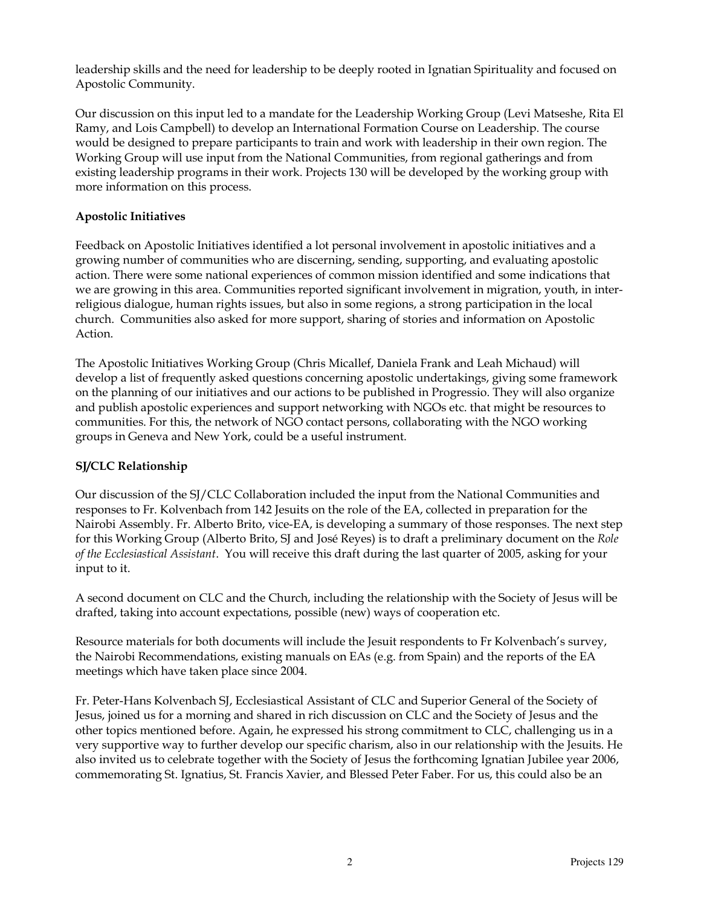leadership skills and the need for leadership to be deeply rooted in Ignatian Spirituality and focused on Apostolic Community.

Our discussion on this input led to a mandate for the Leadership Working Group (Levi Matseshe, Rita El Ramy, and Lois Campbell) to develop an International Formation Course on Leadership. The course would be designed to prepare participants to train and work with leadership in their own region. The Working Group will use input from the National Communities, from regional gatherings and from existing leadership programs in their work. Projects 130 will be developed by the working group with more information on this process.

**Apostolic Initiatives**

Feedback on Apostolic Initiatives identified a lot personal involvement in apostolic initiatives and a growing number of communities who are discerning, sending, supporting, and evaluating apostolic action. There were some national experiences of common mission identified and some indications that we are growing in this area. Communities reported significant involvement in migration, youth, in inter-religious dialogue, human rights issues, but also in some regions, a strong participation in the local church. Communities also asked for more support, sharing of stories and information on Apostolic Action.

The Apostolic Initiatives Working Group (Chris Micallef, Daniela Frank and Leah Michaud) will develop a list of frequently asked questions concerning apostolic undertakings, giving some framework on the planning of our initiatives and our actions to be published in Progressio. They will also organize and publish apostolic experiences and support networking with NGOs etc. that might be resources to communities. For this, the network of NGO contact persons, collaborating with the NGO working groups in Geneva and New York, could be a useful instrument.

**SJ/CLC Relationship**

Our discussion of the SJ/CLC Collaboration included the input from the National Communities and responses to Fr. Kolvenbach from 142 Jesuits on the role of the EA, collected in preparation for the Nairobi Assembly. Fr. Alberto Brito, vice-EA, is developing a summary of those responses. The next step for this Working Group (Alberto Brito, SJ and José Reyes) is to draft a preliminary document on the *Role of the Ecclesiastical Assistant*. You will receive this draft during the last quarter of 2005, asking for your input to it.

A second document on CLC and the Church, including the relationship with the Society of Jesus will be drafted, taking into account expectations, possible (new) ways of cooperation etc.

Resource materials for both documents will include the Jesuit respondents to Fr Kolvenbach's survey, the Nairobi Recommendations, existing manuals on EAs (e.g. from Spain) and the reports of the EA meetings which have taken place since 2004.

Fr. Peter-Hans Kolvenbach SJ, Ecclesiastical Assistant of CLC and Superior General of the Society of Jesus, joined us for a morning and shared in rich discussion on CLC and the Society of Jesus and the other topics mentioned before. Again, he expressed his strong commitment to CLC, challenging us in a very supportive way to further develop our specific charism, also in our relationship with the Jesuits. He also invited us to celebrate together with the Society of Jesus the forthcoming Ignatian Jubilee year 2006, commemorating St. Ignatius, St. Francis Xavier, and Blessed Peter Faber. For us, this could also be an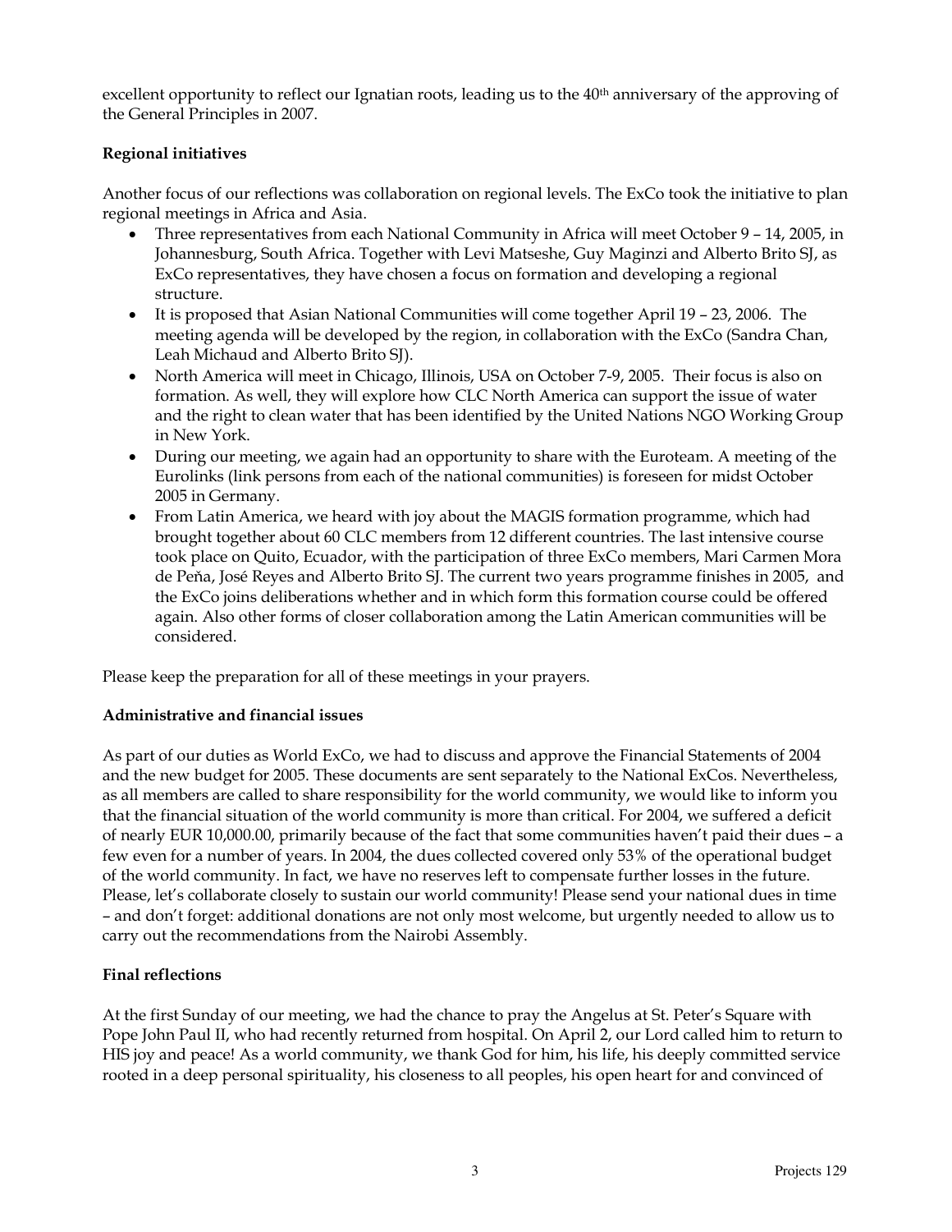excellent opportunity to reflect our Ignatian roots, leading us to the 40th anniversary of the approving of the General Principles in 2007.

**Regional initiatives**

Another focus of our reflections was collaboration on regional levels. The ExCo took the initiative to plan regional meetings in Africa and Asia.

- Three representatives from each National Community in Africa will meet October 9 – 14, 2005, in Johannesburg, South Africa. Together with Levi Matseshe, Guy Maginzi and Alberto Brito SJ, as ExCo representatives, they have chosen a focus on formation and developing a regional structure.
- It is proposed that Asian National Communities will come together April 19 – 23, 2006. The meeting agenda will be developed by the region, in collaboration with the ExCo (Sandra Chan, Leah Michaud and Alberto Brito SJ).
- North America will meet in Chicago, Illinois, USA on October 7-9, 2005. Their focus is also on formation. As well, they will explore how CLC North America can support the issue of water and the right to clean water that has been identified by the United Nations NGO Working Group in New York.
- During our meeting, we again had an opportunity to share with the Euroteam. A meeting of the Eurolinks (link persons from each of the national communities) is foreseen for midst October 2005 in Germany.
- From Latin America, we heard with joy about the MAGIS formation programme, which had brought together about 60 CLC members from 12 different countries. The last intensive course took place on Quito, Ecuador, with the participation of three ExCo members, Mari Carmen Mora de Peňa, José Reyes and Alberto Brito SJ. The current two years programme finishes in 2005, and the ExCo joins deliberations whether and in which form this formation course could be offered again. Also other forms of closer collaboration among the Latin American communities will be considered.

Please keep the preparation for all of these meetings in your prayers.

**Administrative and financial issues**

As part of our duties as World ExCo, we had to discuss and approve the Financial Statements of 2004 and the new budget for 2005. These documents are sent separately to the National ExCos. Nevertheless, as all members are called to share responsibility for the world community, we would like to inform you that the financial situation of the world community is more than critical. For 2004, we suffered a deficit of nearly EUR 10,000.00, primarily because of the fact that some communities haven't paid their dues – a few even for a number of years. In 2004, the dues collected covered only 53% of the operational budget of the world community. In fact, we have no reserves left to compensate further losses in the future. Please, let's collaborate closely to sustain our world community! Please send your national dues in time – and don't forget: additional donations are not only most welcome, but urgently needed to allow us to carry out the recommendations from the Nairobi Assembly.

**Final reflections**

At the first Sunday of our meeting, we had the chance to pray the Angelus at St. Peter's Square with Pope John Paul II, who had recently returned from hospital. On April 2, our Lord called him to return to HIS joy and peace! As a world community, we thank God for him, his life, his deeply committed service rooted in a deep personal spirituality, his closeness to all peoples, his open heart for and convinced of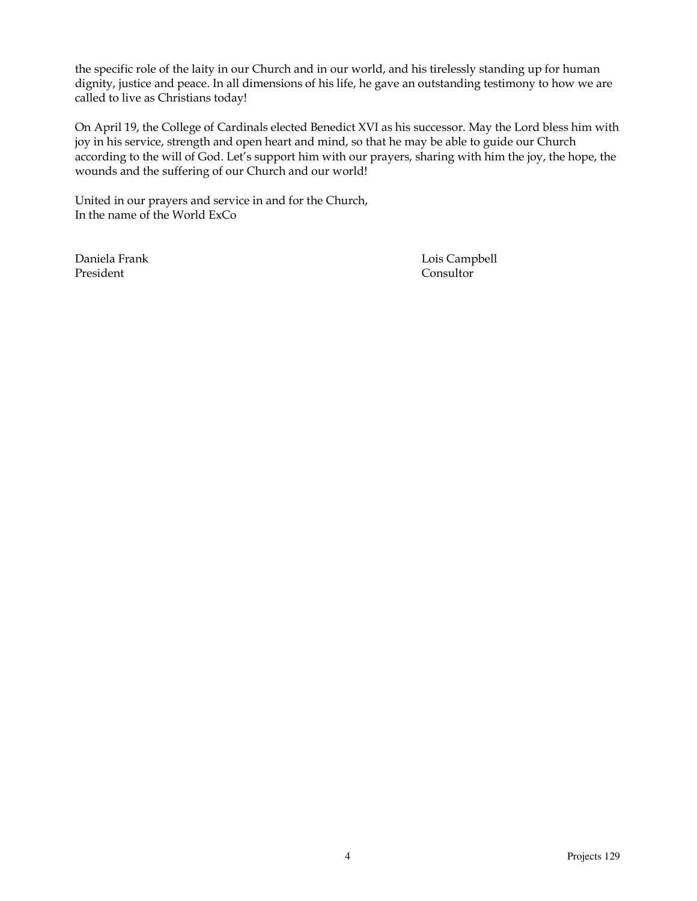the specific role of the laity in our Church and in our world, and his tirelessly standing up for human dignity, justice and peace. In all dimensions of his life, he gave an outstanding testimony to how we are called to live as Christians today!

On April 19, the College of Cardinals elected Benedict XVI as his successor. May the Lord bless him with joy in his service, strength and open heart and mind, so that he may be able to guide our Church according to the will of God. Let's support him with our prayers, sharing with him the joy, the hope, the wounds and the suffering of our Church and our world!

United in our prayers and service in and for the Church,
In the name of the World ExCo

Daniela Frank
President

Lois Campbell
Consultor